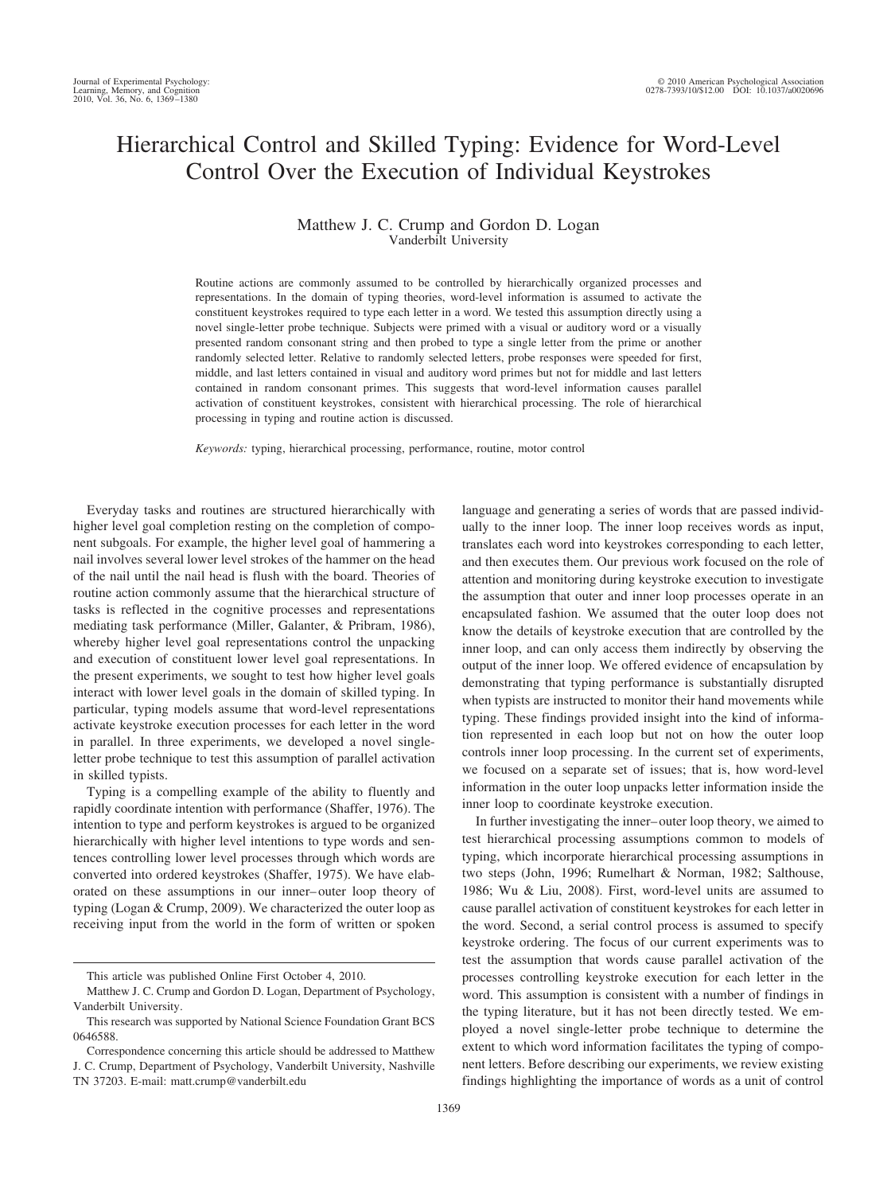# Hierarchical Control and Skilled Typing: Evidence for Word-Level Control Over the Execution of Individual Keystrokes

Matthew J. C. Crump and Gordon D. Logan
Vanderbilt University

Routine actions are commonly assumed to be controlled by hierarchically organized processes and representations. In the domain of typing theories, word-level information is assumed to activate the constituent keystrokes required to type each letter in a word. We tested this assumption directly using a novel single-letter probe technique. Subjects were primed with a visual or auditory word or a visually presented random consonant string and then probed to type a single letter from the prime or another randomly selected letter. Relative to randomly selected letters, probe responses were speeded for first, middle, and last letters contained in visual and auditory word primes but not for middle and last letters contained in random consonant primes. This suggests that word-level information causes parallel activation of constituent keystrokes, consistent with hierarchical processing. The role of hierarchical processing in typing and routine action is discussed.

*Keywords:* typing, hierarchical processing, performance, routine, motor control

Everyday tasks and routines are structured hierarchically with higher level goal completion resting on the completion of component subgoals. For example, the higher level goal of hammering a nail involves several lower level strokes of the hammer on the head of the nail until the nail head is flush with the board. Theories of routine action commonly assume that the hierarchical structure of tasks is reflected in the cognitive processes and representations mediating task performance (Miller, Galanter, & Pribram, 1986), whereby higher level goal representations control the unpacking and execution of constituent lower level goal representations. In the present experiments, we sought to test how higher level goals interact with lower level goals in the domain of skilled typing. In particular, typing models assume that word-level representations activate keystroke execution processes for each letter in the word in parallel. In three experiments, we developed a novel single-letter probe technique to test this assumption of parallel activation in skilled typists.

Typing is a compelling example of the ability to fluently and rapidly coordinate intention with performance (Shaffer, 1976). The intention to type and perform keystrokes is argued to be organized hierarchically with higher level intentions to type words and sentences controlling lower level processes through which words are converted into ordered keystrokes (Shaffer, 1975). We have elaborated on these assumptions in our inner–outer loop theory of typing (Logan & Crump, 2009). We characterized the outer loop as receiving input from the world in the form of written or spoken language and generating a series of words that are passed individually to the inner loop. The inner loop receives words as input, translates each word into keystrokes corresponding to each letter, and then executes them. Our previous work focused on the role of attention and monitoring during keystroke execution to investigate the assumption that outer and inner loop processes operate in an encapsulated fashion. We assumed that the outer loop does not know the details of keystroke execution that are controlled by the inner loop, and can only access them indirectly by observing the output of the inner loop. We offered evidence of encapsulation by demonstrating that typing performance is substantially disrupted when typists are instructed to monitor their hand movements while typing. These findings provided insight into the kind of information represented in each loop but not on how the outer loop controls inner loop processing. In the current set of experiments, we focused on a separate set of issues; that is, how word-level information in the outer loop unpacks letter information inside the inner loop to coordinate keystroke execution.

In further investigating the inner–outer loop theory, we aimed to test hierarchical processing assumptions common to models of typing, which incorporate hierarchical processing assumptions in two steps (John, 1996; Rumelhart & Norman, 1982; Salthouse, 1986; Wu & Liu, 2008). First, word-level units are assumed to cause parallel activation of constituent keystrokes for each letter in the word. Second, a serial control process is assumed to specify keystroke ordering. The focus of our current experiments was to test the assumption that words cause parallel activation of the processes controlling keystroke execution for each letter in the word. This assumption is consistent with a number of findings in the typing literature, but it has not been directly tested. We employed a novel single-letter probe technique to determine the extent to which word information facilitates the typing of component letters. Before describing our experiments, we review existing findings highlighting the importance of words as a unit of control

---

This article was published Online First October 4, 2010.

Matthew J. C. Crump and Gordon D. Logan, Department of Psychology, Vanderbilt University.

This research was supported by National Science Foundation Grant BCS 0646588.

Correspondence concerning this article should be addressed to Matthew J. C. Crump, Department of Psychology, Vanderbilt University, Nashville TN 37203. E-mail: matt.crump@vanderbilt.edu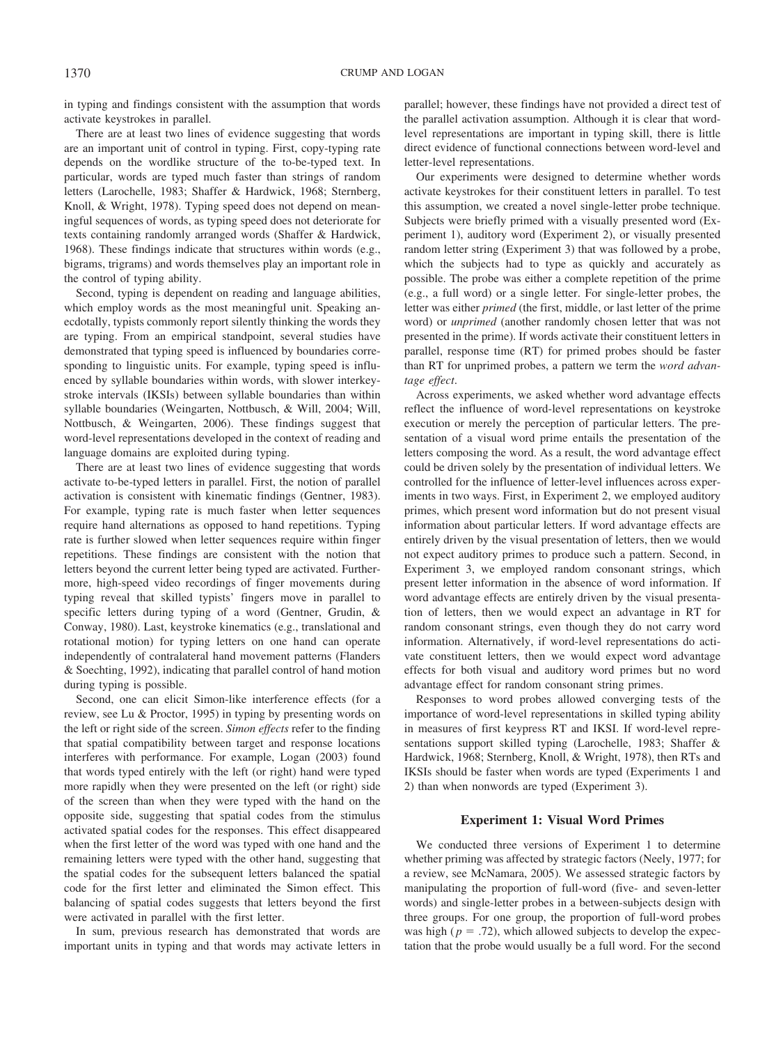in typing and findings consistent with the assumption that words activate keystrokes in parallel.

There are at least two lines of evidence suggesting that words are an important unit of control in typing. First, copy-typing rate depends on the wordlike structure of the to-be-typed text. In particular, words are typed much faster than strings of random letters (Larochelle, 1983; Shaffer & Hardwick, 1968; Sternberg, Knoll, & Wright, 1978). Typing speed does not depend on meaningful sequences of words, as typing speed does not deteriorate for texts containing randomly arranged words (Shaffer & Hardwick, 1968). These findings indicate that structures within words (e.g., bigrams, trigrams) and words themselves play an important role in the control of typing ability.

Second, typing is dependent on reading and language abilities, which employ words as the most meaningful unit. Speaking anecdotally, typists commonly report silently thinking the words they are typing. From an empirical standpoint, several studies have demonstrated that typing speed is influenced by boundaries corresponding to linguistic units. For example, typing speed is influenced by syllable boundaries within words, with slower interkeystroke intervals (IKSIs) between syllable boundaries than within syllable boundaries (Weingarten, Nottbusch, & Will, 2004; Will, Nottbusch, & Weingarten, 2006). These findings suggest that word-level representations developed in the context of reading and language domains are exploited during typing.

There are at least two lines of evidence suggesting that words activate to-be-typed letters in parallel. First, the notion of parallel activation is consistent with kinematic findings (Gentner, 1983). For example, typing rate is much faster when letter sequences require hand alternations as opposed to hand repetitions. Typing rate is further slowed when letter sequences require within finger repetitions. These findings are consistent with the notion that letters beyond the current letter being typed are activated. Furthermore, high-speed video recordings of finger movements during typing reveal that skilled typists' fingers move in parallel to specific letters during typing of a word (Gentner, Grudin, & Conway, 1980). Last, keystroke kinematics (e.g., translational and rotational motion) for typing letters on one hand can operate independently of contralateral hand movement patterns (Flanders & Soechting, 1992), indicating that parallel control of hand motion during typing is possible.

Second, one can elicit Simon-like interference effects (for a review, see Lu & Proctor, 1995) in typing by presenting words on the left or right side of the screen. *Simon effects* refer to the finding that spatial compatibility between target and response locations interferes with performance. For example, Logan (2003) found that words typed entirely with the left (or right) hand were typed more rapidly when they were presented on the left (or right) side of the screen than when they were typed with the hand on the opposite side, suggesting that spatial codes from the stimulus activated spatial codes for the responses. This effect disappeared when the first letter of the word was typed with one hand and the remaining letters were typed with the other hand, suggesting that the spatial codes for the subsequent letters balanced the spatial code for the first letter and eliminated the Simon effect. This balancing of spatial codes suggests that letters beyond the first were activated in parallel with the first letter.

In sum, previous research has demonstrated that words are important units in typing and that words may activate letters in parallel; however, these findings have not provided a direct test of the parallel activation assumption. Although it is clear that word-level representations are important in typing skill, there is little direct evidence of functional connections between word-level and letter-level representations.

Our experiments were designed to determine whether words activate keystrokes for their constituent letters in parallel. To test this assumption, we created a novel single-letter probe technique. Subjects were briefly primed with a visually presented word (Experiment 1), auditory word (Experiment 2), or visually presented random letter string (Experiment 3) that was followed by a probe, which the subjects had to type as quickly and accurately as possible. The probe was either a complete repetition of the prime (e.g., a full word) or a single letter. For single-letter probes, the letter was either *primed* (the first, middle, or last letter of the prime word) or *unprimed* (another randomly chosen letter that was not presented in the prime). If words activate their constituent letters in parallel, response time (RT) for primed probes should be faster than RT for unprimed probes, a pattern we term the *word advantage effect*.

Across experiments, we asked whether word advantage effects reflect the influence of word-level representations on keystroke execution or merely the perception of particular letters. The presentation of a visual word prime entails the presentation of the letters composing the word. As a result, the word advantage effect could be driven solely by the presentation of individual letters. We controlled for the influence of letter-level influences across experiments in two ways. First, in Experiment 2, we employed auditory primes, which present word information but do not present visual information about particular letters. If word advantage effects are entirely driven by the visual presentation of letters, then we would not expect auditory primes to produce such a pattern. Second, in Experiment 3, we employed random consonant strings, which present letter information in the absence of word information. If word advantage effects are entirely driven by the visual presentation of letters, then we would expect an advantage in RT for random consonant strings, even though they do not carry word information. Alternatively, if word-level representations do activate constituent letters, then we would expect word advantage effects for both visual and auditory word primes but no word advantage effect for random consonant string primes.

Responses to word probes allowed converging tests of the importance of word-level representations in skilled typing ability in measures of first keypress RT and IKSI. If word-level representations support skilled typing (Larochelle, 1983; Shaffer & Hardwick, 1968; Sternberg, Knoll, & Wright, 1978), then RTs and IKSIs should be faster when words are typed (Experiments 1 and 2) than when nonwords are typed (Experiment 3).

## Experiment 1: Visual Word Primes

We conducted three versions of Experiment 1 to determine whether priming was affected by strategic factors (Neely, 1977; for a review, see McNamara, 2005). We assessed strategic factors by manipulating the proportion of full-word (five- and seven-letter words) and single-letter probes in a between-subjects design with three groups. For one group, the proportion of full-word probes was high ($p = .72$), which allowed subjects to develop the expectation that the probe would usually be a full word. For the second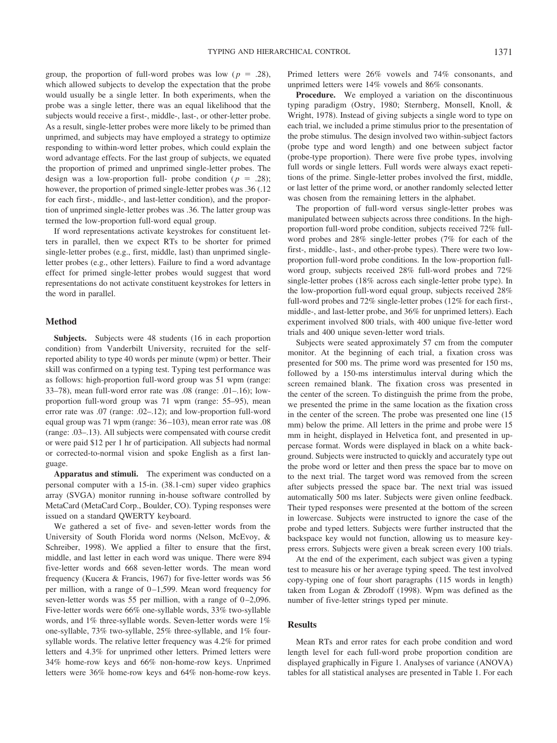group, the proportion of full-word probes was low ($p = .28$), which allowed subjects to develop the expectation that the probe would usually be a single letter. In both experiments, when the probe was a single letter, there was an equal likelihood that the subjects would receive a first-, middle-, last-, or other-letter probe. As a result, single-letter probes were more likely to be primed than unprimed, and subjects may have employed a strategy to optimize responding to within-word letter probes, which could explain the word advantage effects. For the last group of subjects, we equated the proportion of primed and unprimed single-letter probes. The design was a low-proportion full- probe condition ($p = .28$); however, the proportion of primed single-letter probes was .36 (.12 for each first-, middle-, and last-letter condition), and the proportion of unprimed single-letter probes was .36. The latter group was termed the low-proportion full-word equal group.

If word representations activate keystrokes for constituent letters in parallel, then we expect RTs to be shorter for primed single-letter probes (e.g., first, middle, last) than unprimed single-letter probes (e.g., other letters). Failure to find a word advantage effect for primed single-letter probes would suggest that word representations do not activate constituent keystrokes for letters in the word in parallel.

### Method

**Subjects.** Subjects were 48 students (16 in each proportion condition) from Vanderbilt University, recruited for the self-reported ability to type 40 words per minute (wpm) or better. Their skill was confirmed on a typing test. Typing test performance was as follows: high-proportion full-word group was 51 wpm (range: 33–78), mean full-word error rate was .08 (range: .01–.16); low-proportion full-word group was 71 wpm (range: 55–95), mean error rate was .07 (range: .02–.12); and low-proportion full-word equal group was 71 wpm (range: 36–103), mean error rate was .08 (range: .03–.13). All subjects were compensated with course credit or were paid $12 per 1 hr of participation. All subjects had normal or corrected-to-normal vision and spoke English as a first language.

**Apparatus and stimuli.** The experiment was conducted on a personal computer with a 15-in. (38.1-cm) super video graphics array (SVGA) monitor running in-house software controlled by MetaCard (MetaCard Corp., Boulder, CO). Typing responses were issued on a standard QWERTY keyboard.

We gathered a set of five- and seven-letter words from the University of South Florida word norms (Nelson, McEvoy, & Schreiber, 1998). We applied a filter to ensure that the first, middle, and last letter in each word was unique. There were 894 five-letter words and 668 seven-letter words. The mean word frequency (Kucera & Francis, 1967) for five-letter words was 56 per million, with a range of 0–1,599. Mean word frequency for seven-letter words was 55 per million, with a range of 0–2,096. Five-letter words were 66% one-syllable words, 33% two-syllable words, and 1% three-syllable words. Seven-letter words were 1% one-syllable, 73% two-syllable, 25% three-syllable, and 1% four-syllable words. The relative letter frequency was 4.2% for primed letters and 4.3% for unprimed other letters. Primed letters were 34% home-row keys and 66% non-home-row keys. Unprimed letters were 36% home-row keys and 64% non-home-row keys. Primed letters were 26% vowels and 74% consonants, and unprimed letters were 14% vowels and 86% consonants.

**Procedure.** We employed a variation on the discontinuous typing paradigm (Ostry, 1980; Sternberg, Monsell, Knoll, & Wright, 1978). Instead of giving subjects a single word to type on each trial, we included a prime stimulus prior to the presentation of the probe stimulus. The design involved two within-subject factors (probe type and word length) and one between subject factor (probe-type proportion). There were five probe types, involving full words or single letters. Full words were always exact repetitions of the prime. Single-letter probes involved the first, middle, or last letter of the prime word, or another randomly selected letter was chosen from the remaining letters in the alphabet.

The proportion of full-word versus single-letter probes was manipulated between subjects across three conditions. In the high-proportion full-word probe condition, subjects received 72% full-word probes and 28% single-letter probes (7% for each of the first-, middle-, last-, and other-probe types). There were two low-proportion full-word probe conditions. In the low-proportion full-word group, subjects received 28% full-word probes and 72% single-letter probes (18% across each single-letter probe type). In the low-proportion full-word equal group, subjects received 28% full-word probes and 72% single-letter probes (12% for each first-, middle-, and last-letter probe, and 36% for unprimed letters). Each experiment involved 800 trials, with 400 unique five-letter word trials and 400 unique seven-letter word trials.

Subjects were seated approximately 57 cm from the computer monitor. At the beginning of each trial, a fixation cross was presented for 500 ms. The prime word was presented for 150 ms, followed by a 150-ms interstimulus interval during which the screen remained blank. The fixation cross was presented in the center of the screen. To distinguish the prime from the probe, we presented the prime in the same location as the fixation cross in the center of the screen. The probe was presented one line (15 mm) below the prime. All letters in the prime and probe were 15 mm in height, displayed in Helvetica font, and presented in uppercase format. Words were displayed in black on a white background. Subjects were instructed to quickly and accurately type out the probe word or letter and then press the space bar to move on to the next trial. The target word was removed from the screen after subjects pressed the space bar. The next trial was issued automatically 500 ms later. Subjects were given online feedback. Their typed responses were presented at the bottom of the screen in lowercase. Subjects were instructed to ignore the case of the probe and typed letters. Subjects were further instructed that the backspace key would not function, allowing us to measure keypress errors. Subjects were given a break screen every 100 trials.

At the end of the experiment, each subject was given a typing test to measure his or her average typing speed. The test involved copy-typing one of four short paragraphs (115 words in length) taken from Logan & Zbrodoff (1998). Wpm was defined as the number of five-letter strings typed per minute.

### Results

Mean RTs and error rates for each probe condition and word length level for each full-word probe proportion condition are displayed graphically in Figure 1. Analyses of variance (ANOVA) tables for all statistical analyses are presented in Table 1. For each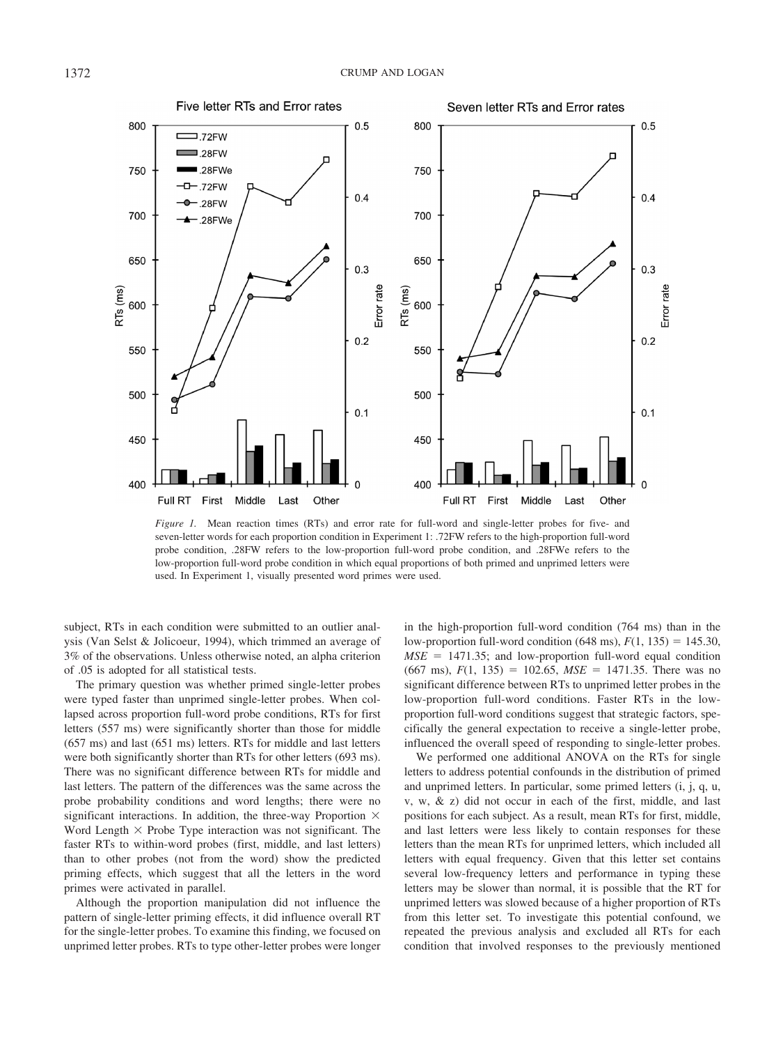Five letter RTs and Error rates

Seven letter RTs and Error rates

RTs (ms)

Error rate

800
750
700
650
600
550
500
450
400

0.5
0.4
0.3
0.2
0.1
0

.72FW
.28FW
.28FWe
.72FW
.28FW
.28FWe

Full RT First Middle Last Other

*Figure 1.* Mean reaction times (RTs) and error rate for full-word and single-letter probes for five- and seven-letter words for each proportion condition in Experiment 1: .72FW refers to the high-proportion full-word probe condition, .28FW refers to the low-proportion full-word probe condition, and .28FWe refers to the low-proportion full-word probe condition in which equal proportions of both primed and unprimed letters were used. In Experiment 1, visually presented word primes were used.

subject, RTs in each condition were submitted to an outlier analysis (Van Selst & Jolicoeur, 1994), which trimmed an average of 3% of the observations. Unless otherwise noted, an alpha criterion of .05 is adopted for all statistical tests.

The primary question was whether primed single-letter probes were typed faster than unprimed single-letter probes. When collapsed across proportion full-word probe conditions, RTs for first letters (557 ms) were significantly shorter than those for middle (657 ms) and last (651 ms) letters. RTs for middle and last letters were both significantly shorter than RTs for other letters (693 ms). There was no significant difference between RTs for middle and last letters. The pattern of the differences was the same across the probe probability conditions and word lengths; there were no significant interactions. In addition, the three-way Proportion $\times$ Word Length $\times$ Probe Type interaction was not significant. The faster RTs to within-word probes (first, middle, and last letters) than to other probes (not from the word) show the predicted priming effects, which suggest that all the letters in the word primes were activated in parallel.

Although the proportion manipulation did not influence the pattern of single-letter priming effects, it did influence overall RT for the single-letter probes. To examine this finding, we focused on unprimed letter probes. RTs to type other-letter probes were longer in the high-proportion full-word condition (764 ms) than in the low-proportion full-word condition (648 ms), $F(1, 135) = 145.30$, $MSE = 1471.35$; and low-proportion full-word equal condition (667 ms), $F(1, 135) = 102.65$, $MSE = 1471.35$. There was no significant difference between RTs to unprimed letter probes in the low-proportion full-word conditions. Faster RTs in the low-proportion full-word conditions suggest that strategic factors, specifically the general expectation to receive a single-letter probe, influenced the overall speed of responding to single-letter probes.

We performed one additional ANOVA on the RTs for single letters to address potential confounds in the distribution of primed and unprimed letters. In particular, some primed letters (i, j, q, u, v, w, & z) did not occur in each of the first, middle, and last positions for each subject. As a result, mean RTs for first, middle, and last letters were less likely to contain responses for these letters than the mean RTs for unprimed letters, which included all letters with equal frequency. Given that this letter set contains several low-frequency letters and performance in typing these letters may be slower than normal, it is possible that the RT for unprimed letters was slowed because of a higher proportion of RTs from this letter set. To investigate this potential confound, we repeated the previous analysis and excluded all RTs for each condition that involved responses to the previously mentioned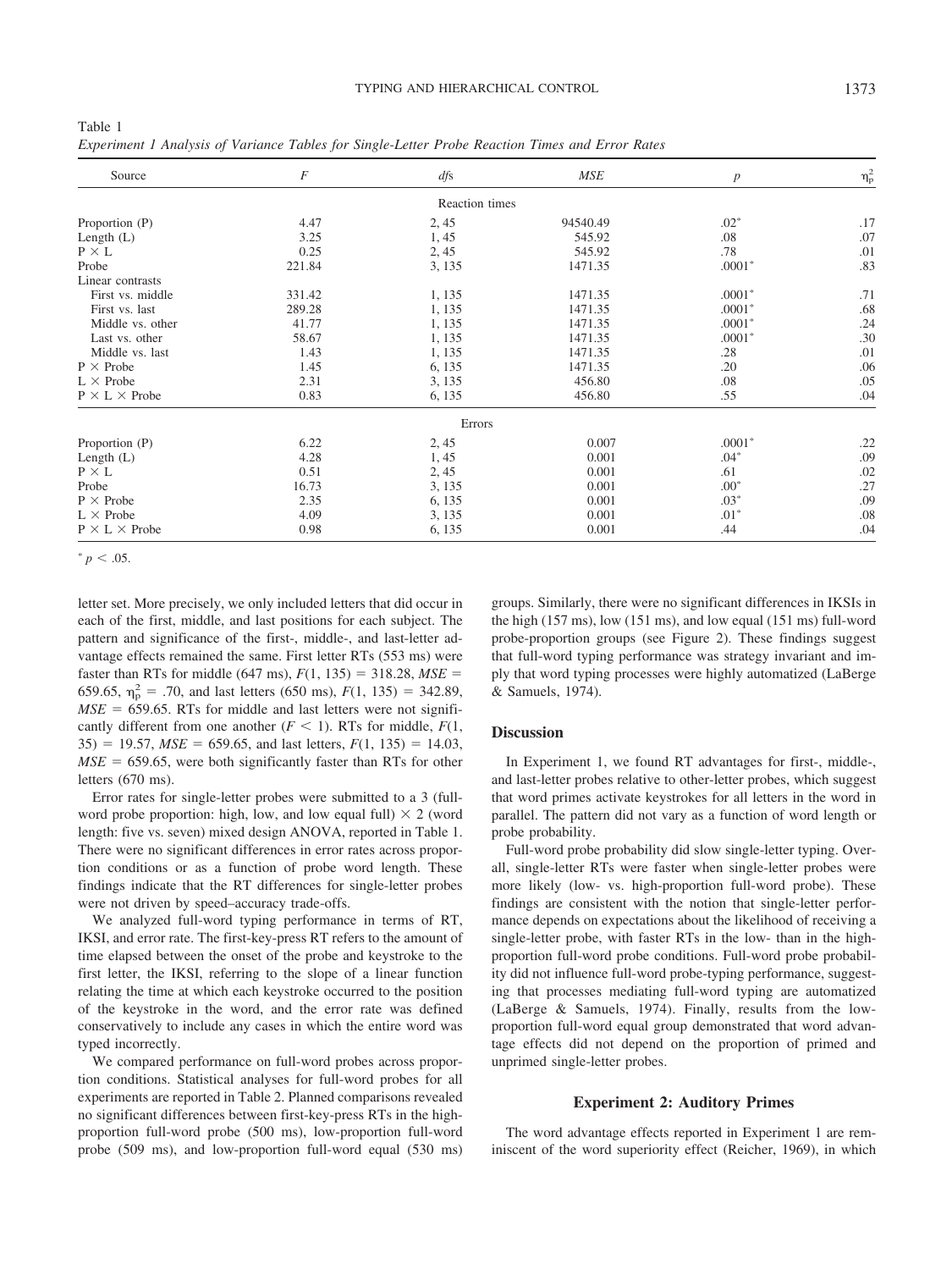Table 1
*Experiment 1 Analysis of Variance Tables for Single-Letter Probe Reaction Times and Error Rates*

| Source | $F$ | $df$s | $MSE$ | $p$ | $\eta_p^2$ |
|---|---|---|---|---|---|
| | | Reaction times | | | |
| Proportion (P) | 4.47 | 2, 45 | 94540.49 | .02* | .17 |
| Length (L) | 3.25 | 1, 45 | 545.92 | .08 | .07 |
| P × L | 0.25 | 2, 45 | 545.92 | .78 | .01 |
| Probe | 221.84 | 3, 135 | 1471.35 | .0001* | .83 |
| Linear contrasts | | | | | |
| First vs. middle | 331.42 | 1, 135 | 1471.35 | .0001* | .71 |
| First vs. last | 289.28 | 1, 135 | 1471.35 | .0001* | .68 |
| Middle vs. other | 41.77 | 1, 135 | 1471.35 | .0001* | .24 |
| Last vs. other | 58.67 | 1, 135 | 1471.35 | .0001* | .30 |
| Middle vs. last | 1.43 | 1, 135 | 1471.35 | .28 | .01 |
| P × Probe | 1.45 | 6, 135 | 1471.35 | .20 | .06 |
| L × Probe | 2.31 | 3, 135 | 456.80 | .08 | .05 |
| P × L × Probe | 0.83 | 6, 135 | 456.80 | .55 | .04 |
| | | Errors | | | |
| Proportion (P) | 6.22 | 2, 45 | 0.007 | .0001* | .22 |
| Length (L) | 4.28 | 1, 45 | 0.001 | .04* | .09 |
| P × L | 0.51 | 2, 45 | 0.001 | .61 | .02 |
| Probe | 16.73 | 3, 135 | 0.001 | .00* | .27 |
| P × Probe | 2.35 | 6, 135 | 0.001 | .03* | .09 |
| L × Probe | 4.09 | 3, 135 | 0.001 | .01* | .08 |
| P × L × Probe | 0.98 | 6, 135 | 0.001 | .44 | .04 |

* $p < .05$.

letter set. More precisely, we only included letters that did occur in each of the first, middle, and last positions for each subject. The pattern and significance of the first-, middle-, and last-letter advantage effects remained the same. First letter RTs (553 ms) were faster than RTs for middle (647 ms), $F(1, 135) = 318.28$, $MSE = 659.65$, $\eta_p^2 = .70$, and last letters (650 ms), $F(1, 135) = 342.89$, $MSE = 659.65$. RTs for middle and last letters were not significantly different from one another ($F < 1$). RTs for middle, $F(1, 35) = 19.57$, $MSE = 659.65$, and last letters, $F(1, 135) = 14.03$, $MSE = 659.65$, were both significantly faster than RTs for other letters (670 ms).

Error rates for single-letter probes were submitted to a 3 (full-word probe proportion: high, low, and low equal full) × 2 (word length: five vs. seven) mixed design ANOVA, reported in Table 1. There were no significant differences in error rates across proportion conditions or as a function of probe word length. These findings indicate that the RT differences for single-letter probes were not driven by speed–accuracy trade-offs.

We analyzed full-word typing performance in terms of RT, IKSI, and error rate. The first-key-press RT refers to the amount of time elapsed between the onset of the probe and keystroke to the first letter, the IKSI, referring to the slope of a linear function relating the time at which each keystroke occurred to the position of the keystroke in the word, and the error rate was defined conservatively to include any cases in which the entire word was typed incorrectly.

We compared performance on full-word probes across proportion conditions. Statistical analyses for full-word probes for all experiments are reported in Table 2. Planned comparisons revealed no significant differences between first-key-press RTs in the high-proportion full-word probe (500 ms), low-proportion full-word probe (509 ms), and low-proportion full-word equal (530 ms) groups. Similarly, there were no significant differences in IKSIs in the high (157 ms), low (151 ms), and low equal (151 ms) full-word probe-proportion groups (see Figure 2). These findings suggest that full-word typing performance was strategy invariant and imply that word typing processes were highly automatized (LaBerge & Samuels, 1974).

## Discussion

In Experiment 1, we found RT advantages for first-, middle-, and last-letter probes relative to other-letter probes, which suggest that word primes activate keystrokes for all letters in the word in parallel. The pattern did not vary as a function of word length or probe probability.

Full-word probe probability did slow single-letter typing. Overall, single-letter RTs were faster when single-letter probes were more likely (low- vs. high-proportion full-word probe). These findings are consistent with the notion that single-letter performance depends on expectations about the likelihood of receiving a single-letter probe, with faster RTs in the low- than in the high-proportion full-word probe conditions. Full-word probe probability did not influence full-word probe-typing performance, suggesting that processes mediating full-word typing are automatized (LaBerge & Samuels, 1974). Finally, results from the low-proportion full-word equal group demonstrated that word advantage effects did not depend on the proportion of primed and unprimed single-letter probes.

## Experiment 2: Auditory Primes

The word advantage effects reported in Experiment 1 are reminiscent of the word superiority effect (Reicher, 1969), in which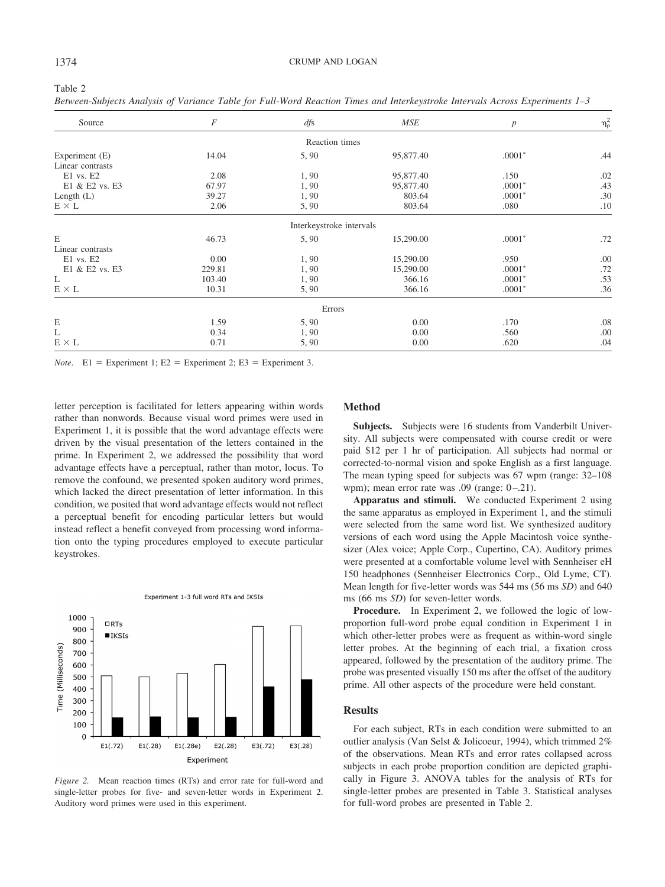Table 2

*Between-Subjects Analysis of Variance Table for Full-Word Reaction Times and Interkeystroke Intervals Across Experiments 1–3*

| Source | $F$ | *df*s | *MSE* | $p$ | $\eta_p^2$ |
|---|---|---|---|---|---|
| | | Reaction times | | | |
| Experiment (E) | 14.04 | 5, 90 | 95,877.40 | .0001* | .44 |
| Linear contrasts | | | | | |
| E1 vs. E2 | 2.08 | 1, 90 | 95,877.40 | .150 | .02 |
| E1 & E2 vs. E3 | 67.97 | 1, 90 | 95,877.40 | .0001* | .43 |
| Length (L) | 39.27 | 1, 90 | 803.64 | .0001* | .30 |
| E × L | 2.06 | 5, 90 | 803.64 | .080 | .10 |
| | | Interkeystroke intervals | | | |
| E | 46.73 | 5, 90 | 15,290.00 | .0001* | .72 |
| Linear contrasts | | | | | |
| E1 vs. E2 | 0.00 | 1, 90 | 15,290.00 | .950 | .00 |
| E1 & E2 vs. E3 | 229.81 | 1, 90 | 15,290.00 | .0001* | .72 |
| L | 103.40 | 1, 90 | 366.16 | .0001* | .53 |
| E × L | 10.31 | 5, 90 | 366.16 | .0001* | .36 |
| | | Errors | | | |
| E | 1.59 | 5, 90 | 0.00 | .170 | .08 |
| L | 0.34 | 1, 90 | 0.00 | .560 | .00 |
| E × L | 0.71 | 5, 90 | 0.00 | .620 | .04 |

*Note*. E1 = Experiment 1; E2 = Experiment 2; E3 = Experiment 3.

letter perception is facilitated for letters appearing within words rather than nonwords. Because visual word primes were used in Experiment 1, it is possible that the word advantage effects were driven by the visual presentation of the letters contained in the prime. In Experiment 2, we addressed the possibility that word advantage effects have a perceptual, rather than motor, locus. To remove the confound, we presented spoken auditory word primes, which lacked the direct presentation of letter information. In this condition, we posited that word advantage effects would not reflect a perceptual benefit for encoding particular letters but would instead reflect a benefit conveyed from processing word information onto the typing procedures employed to execute particular keystrokes.

*Figure 2.* Mean reaction times (RTs) and error rate for full-word and single-letter probes for five- and seven-letter words in Experiment 2. Auditory word primes were used in this experiment.

## Method

**Subjects.** Subjects were 16 students from Vanderbilt University. All subjects were compensated with course credit or were paid $12 per 1 hr of participation. All subjects had normal or corrected-to-normal vision and spoke English as a first language. The mean typing speed for subjects was 67 wpm (range: 32–108 wpm); mean error rate was .09 (range: 0–.21).

**Apparatus and stimuli.** We conducted Experiment 2 using the same apparatus as employed in Experiment 1, and the stimuli were selected from the same word list. We synthesized auditory versions of each word using the Apple Macintosh voice synthesizer (Alex voice; Apple Corp., Cupertino, CA). Auditory primes were presented at a comfortable volume level with Sennheiser eH 150 headphones (Sennheiser Electronics Corp., Old Lyme, CT). Mean length for five-letter words was 544 ms (56 ms *SD*) and 640 ms (66 ms *SD*) for seven-letter words.

**Procedure.** In Experiment 2, we followed the logic of low-proportion full-word probe equal condition in Experiment 1 in which other-letter probes were as frequent as within-word single letter probes. At the beginning of each trial, a fixation cross appeared, followed by the presentation of the auditory prime. The probe was presented visually 150 ms after the offset of the auditory prime. All other aspects of the procedure were held constant.

## Results

For each subject, RTs in each condition were submitted to an outlier analysis (Van Selst & Jolicoeur, 1994), which trimmed 2% of the observations. Mean RTs and error rates collapsed across subjects in each probe proportion condition are depicted graphically in Figure 3. ANOVA tables for the analysis of RTs for single-letter probes are presented in Table 3. Statistical analyses for full-word probes are presented in Table 2.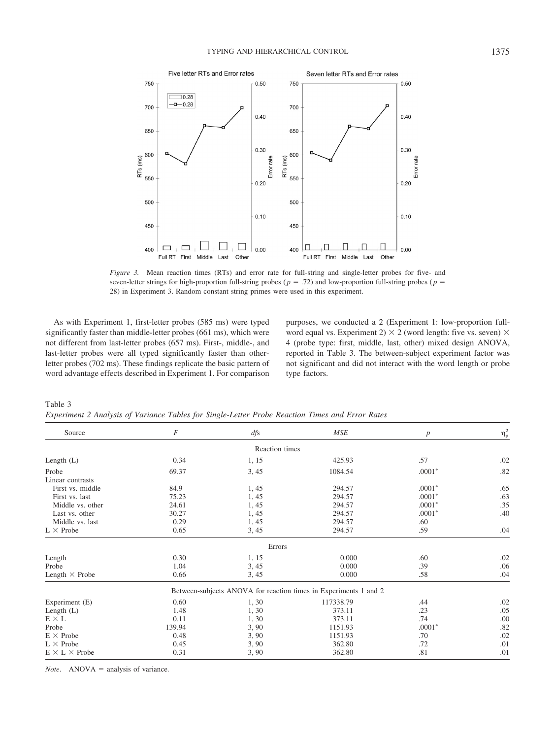*Figure 3.* Mean reaction times (RTs) and error rate for full-string and single-letter probes for five- and seven-letter strings for high-proportion full-string probes ($p = .72$) and low-proportion full-string probes ($p = 28$) in Experiment 3. Random constant string primes were used in this experiment.

As with Experiment 1, first-letter probes (585 ms) were typed significantly faster than middle-letter probes (661 ms), which were not different from last-letter probes (657 ms). First-, middle-, and last-letter probes were all typed significantly faster than other-letter probes (702 ms). These findings replicate the basic pattern of word advantage effects described in Experiment 1. For comparison purposes, we conducted a 2 (Experiment 1: low-proportion full-word equal vs. Experiment 2) × 2 (word length: five vs. seven) × 4 (probe type: first, middle, last, other) mixed design ANOVA, reported in Table 3. The between-subject experiment factor was not significant and did not interact with the word length or probe type factors.

Table 3
*Experiment 2 Analysis of Variance Tables for Single-Letter Probe Reaction Times and Error Rates*

| Source | $F$ | $df$s | $MSE$ | $p$ | $\eta_p^2$ |
|---|---|---|---|---|---|
| | | Reaction times | | | |
| Length (L) | 0.34 | 1, 15 | 425.93 | .57 | .02 |
| Probe | 69.37 | 3, 45 | 1084.54 | .0001* | .82 |
| Linear contrasts | | | | | |
| First vs. middle | 84.9 | 1, 45 | 294.57 | .0001* | .65 |
| First vs. last | 75.23 | 1, 45 | 294.57 | .0001* | .63 |
| Middle vs. other | 24.61 | 1, 45 | 294.57 | .0001* | .35 |
| Last vs. other | 30.27 | 1, 45 | 294.57 | .0001* | .40 |
| Middle vs. last | 0.29 | 1, 45 | 294.57 | .60 | |
| L × Probe | 0.65 | 3, 45 | 294.57 | .59 | .04 |
| | | Errors | | | |
| Length | 0.30 | 1, 15 | 0.000 | .60 | .02 |
| Probe | 1.04 | 3, 45 | 0.000 | .39 | .06 |
| Length × Probe | 0.66 | 3, 45 | 0.000 | .58 | .04 |
| | | Between-subjects ANOVA for reaction times in Experiments 1 and 2 | | | |
| Experiment (E) | 0.60 | 1, 30 | 117338.79 | .44 | .02 |
| Length (L) | 1.48 | 1, 30 | 373.11 | .23 | .05 |
| E × L | 0.11 | 1, 30 | 373.11 | .74 | .00 |
| Probe | 139.94 | 3, 90 | 1151.93 | .0001* | .82 |
| E × Probe | 0.48 | 3, 90 | 1151.93 | .70 | .02 |
| L × Probe | 0.45 | 3, 90 | 362.80 | .72 | .01 |
| E × L × Probe | 0.31 | 3, 90 | 362.80 | .81 | .01 |

*Note.* ANOVA = analysis of variance.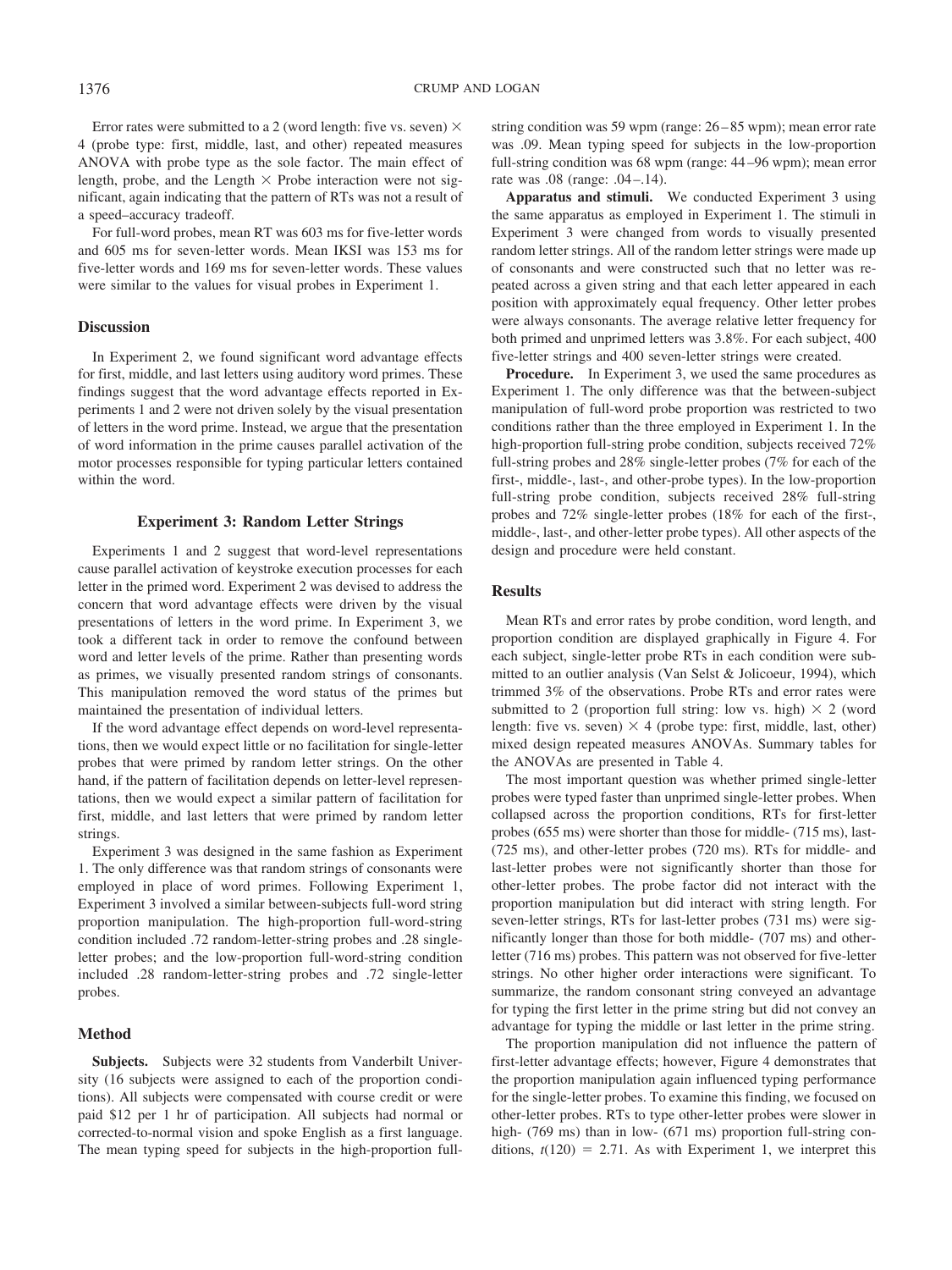Error rates were submitted to a 2 (word length: five vs. seven) × 4 (probe type: first, middle, last, and other) repeated measures ANOVA with probe type as the sole factor. The main effect of length, probe, and the Length × Probe interaction were not significant, again indicating that the pattern of RTs was not a result of a speed–accuracy tradeoff.

For full-word probes, mean RT was 603 ms for five-letter words and 605 ms for seven-letter words. Mean IKSI was 153 ms for five-letter words and 169 ms for seven-letter words. These values were similar to the values for visual probes in Experiment 1.

## Discussion

In Experiment 2, we found significant word advantage effects for first, middle, and last letters using auditory word primes. These findings suggest that the word advantage effects reported in Experiments 1 and 2 were not driven solely by the visual presentation of letters in the word prime. Instead, we argue that the presentation of word information in the prime causes parallel activation of the motor processes responsible for typing particular letters contained within the word.

## Experiment 3: Random Letter Strings

Experiments 1 and 2 suggest that word-level representations cause parallel activation of keystroke execution processes for each letter in the primed word. Experiment 2 was devised to address the concern that word advantage effects were driven by the visual presentations of letters in the word prime. In Experiment 3, we took a different tack in order to remove the confound between word and letter levels of the prime. Rather than presenting words as primes, we visually presented random strings of consonants. This manipulation removed the word status of the primes but maintained the presentation of individual letters.

If the word advantage effect depends on word-level representations, then we would expect little or no facilitation for single-letter probes that were primed by random letter strings. On the other hand, if the pattern of facilitation depends on letter-level representations, then we would expect a similar pattern of facilitation for first, middle, and last letters that were primed by random letter strings.

Experiment 3 was designed in the same fashion as Experiment 1. The only difference was that random strings of consonants were employed in place of word primes. Following Experiment 1, Experiment 3 involved a similar between-subjects full-word string proportion manipulation. The high-proportion full-word-string condition included .72 random-letter-string probes and .28 single-letter probes; and the low-proportion full-word-string condition included .28 random-letter-string probes and .72 single-letter probes.

## Method

**Subjects.** Subjects were 32 students from Vanderbilt University (16 subjects were assigned to each of the proportion conditions). All subjects were compensated with course credit or were paid $12 per 1 hr of participation. All subjects had normal or corrected-to-normal vision and spoke English as a first language. The mean typing speed for subjects in the high-proportion full-string condition was 59 wpm (range: 26–85 wpm); mean error rate was .09. Mean typing speed for subjects in the low-proportion full-string condition was 68 wpm (range: 44–96 wpm); mean error rate was .08 (range: .04–.14).

**Apparatus and stimuli.** We conducted Experiment 3 using the same apparatus as employed in Experiment 1. The stimuli in Experiment 3 were changed from words to visually presented random letter strings. All of the random letter strings were made up of consonants and were constructed such that no letter was repeated across a given string and that each letter appeared in each position with approximately equal frequency. Other letter probes were always consonants. The average relative letter frequency for both primed and unprimed letters was 3.8%. For each subject, 400 five-letter strings and 400 seven-letter strings were created.

**Procedure.** In Experiment 3, we used the same procedures as Experiment 1. The only difference was that the between-subject manipulation of full-word probe proportion was restricted to two conditions rather than the three employed in Experiment 1. In the high-proportion full-string probe condition, subjects received 72% full-string probes and 28% single-letter probes (7% for each of the first-, middle-, last-, and other-probe types). In the low-proportion full-string probe condition, subjects received 28% full-string probes and 72% single-letter probes (18% for each of the first-, middle-, last-, and other-letter probe types). All other aspects of the design and procedure were held constant.

## Results

Mean RTs and error rates by probe condition, word length, and proportion condition are displayed graphically in Figure 4. For each subject, single-letter probe RTs in each condition were submitted to an outlier analysis (Van Selst & Jolicoeur, 1994), which trimmed 3% of the observations. Probe RTs and error rates were submitted to 2 (proportion full string: low vs. high) × 2 (word length: five vs. seven) × 4 (probe type: first, middle, last, other) mixed design repeated measures ANOVAs. Summary tables for the ANOVAs are presented in Table 4.

The most important question was whether primed single-letter probes were typed faster than unprimed single-letter probes. When collapsed across the proportion conditions, RTs for first-letter probes (655 ms) were shorter than those for middle- (715 ms), last- (725 ms), and other-letter probes (720 ms). RTs for middle- and last-letter probes were not significantly shorter than those for other-letter probes. The probe factor did not interact with the proportion manipulation but did interact with string length. For seven-letter strings, RTs for last-letter probes (731 ms) were significantly longer than those for both middle- (707 ms) and other-letter (716 ms) probes. This pattern was not observed for five-letter strings. No other higher order interactions were significant. To summarize, the random consonant string conveyed an advantage for typing the first letter in the prime string but did not convey an advantage for typing the middle or last letter in the prime string.

The proportion manipulation did not influence the pattern of first-letter advantage effects; however, Figure 4 demonstrates that the proportion manipulation again influenced typing performance for the single-letter probes. To examine this finding, we focused on other-letter probes. RTs to type other-letter probes were slower in high- (769 ms) than in low- (671 ms) proportion full-string conditions, $t(120) = 2.71$. As with Experiment 1, we interpret this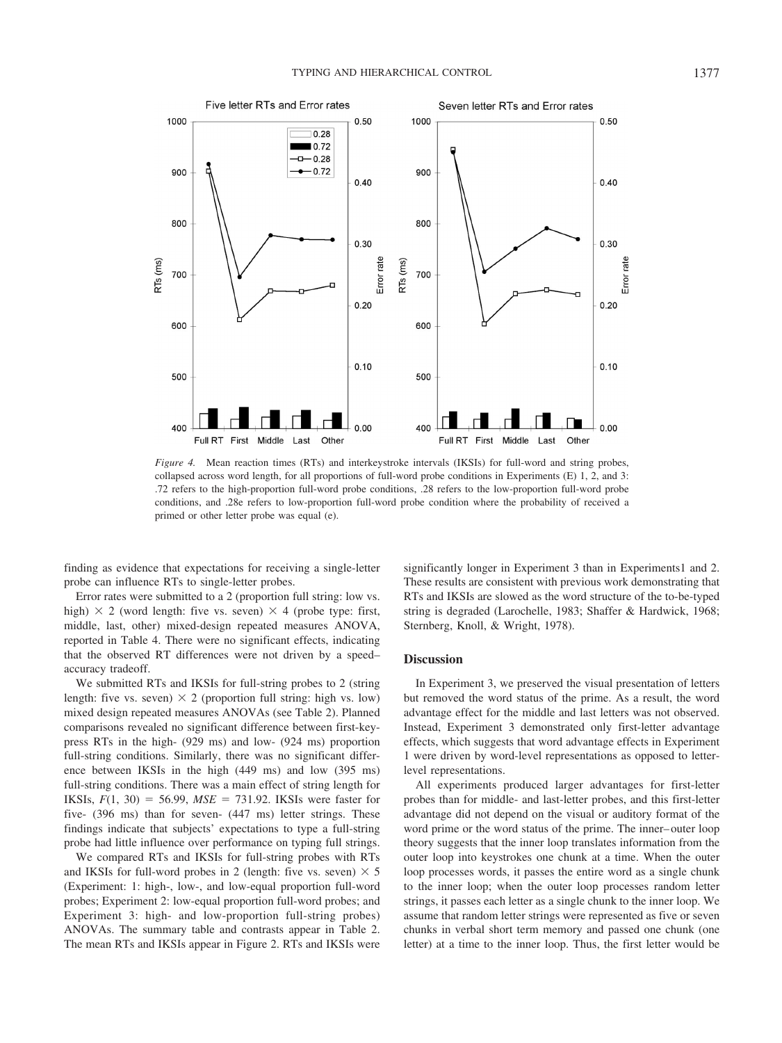*Figure 4.* Mean reaction times (RTs) and interkeystroke intervals (IKSIs) for full-word and string probes, collapsed across word length, for all proportions of full-word probe conditions in Experiments (E) 1, 2, and 3: .72 refers to the high-proportion full-word probe conditions, .28 refers to the low-proportion full-word probe conditions, and .28e refers to low-proportion full-word probe condition where the probability of received a primed or other letter probe was equal (e).

finding as evidence that expectations for receiving a single-letter probe can influence RTs to single-letter probes.

Error rates were submitted to a 2 (proportion full string: low vs. high) × 2 (word length: five vs. seven) × 4 (probe type: first, middle, last, other) mixed-design repeated measures ANOVA, reported in Table 4. There were no significant effects, indicating that the observed RT differences were not driven by a speed–accuracy tradeoff.

We submitted RTs and IKSIs for full-string probes to 2 (string length: five vs. seven) × 2 (proportion full string: high vs. low) mixed design repeated measures ANOVAs (see Table 2). Planned comparisons revealed no significant difference between first-keypress RTs in the high- (929 ms) and low- (924 ms) proportion full-string conditions. Similarly, there was no significant difference between IKSIs in the high (449 ms) and low (395 ms) full-string conditions. There was a main effect of string length for IKSIs, $F(1, 30) = 56.99$, $MSE = 731.92$. IKSIs were faster for five- (396 ms) than for seven- (447 ms) letter strings. These findings indicate that subjects' expectations to type a full-string probe had little influence over performance on typing full strings.

We compared RTs and IKSIs for full-string probes with RTs and IKSIs for full-word probes in 2 (length: five vs. seven) × 5 (Experiment: 1: high-, low-, and low-equal proportion full-word probes; Experiment 2: low-equal proportion full-word probes; and Experiment 3: high- and low-proportion full-string probes) ANOVAs. The summary table and contrasts appear in Table 2. The mean RTs and IKSIs appear in Figure 2. RTs and IKSIs were significantly longer in Experiment 3 than in Experiments1 and 2. These results are consistent with previous work demonstrating that RTs and IKSIs are slowed as the word structure of the to-be-typed string is degraded (Larochelle, 1983; Shaffer & Hardwick, 1968; Sternberg, Knoll, & Wright, 1978).

### Discussion

In Experiment 3, we preserved the visual presentation of letters but removed the word status of the prime. As a result, the word advantage effect for the middle and last letters was not observed. Instead, Experiment 3 demonstrated only first-letter advantage effects, which suggests that word advantage effects in Experiment 1 were driven by word-level representations as opposed to letter-level representations.

All experiments produced larger advantages for first-letter probes than for middle- and last-letter probes, and this first-letter advantage did not depend on the visual or auditory format of the word prime or the word status of the prime. The inner–outer loop theory suggests that the inner loop translates information from the outer loop into keystrokes one chunk at a time. When the outer loop processes words, it passes the entire word as a single chunk to the inner loop; when the outer loop processes random letter strings, it passes each letter as a single chunk to the inner loop. We assume that random letter strings were represented as five or seven chunks in verbal short term memory and passed one chunk (one letter) at a time to the inner loop. Thus, the first letter would be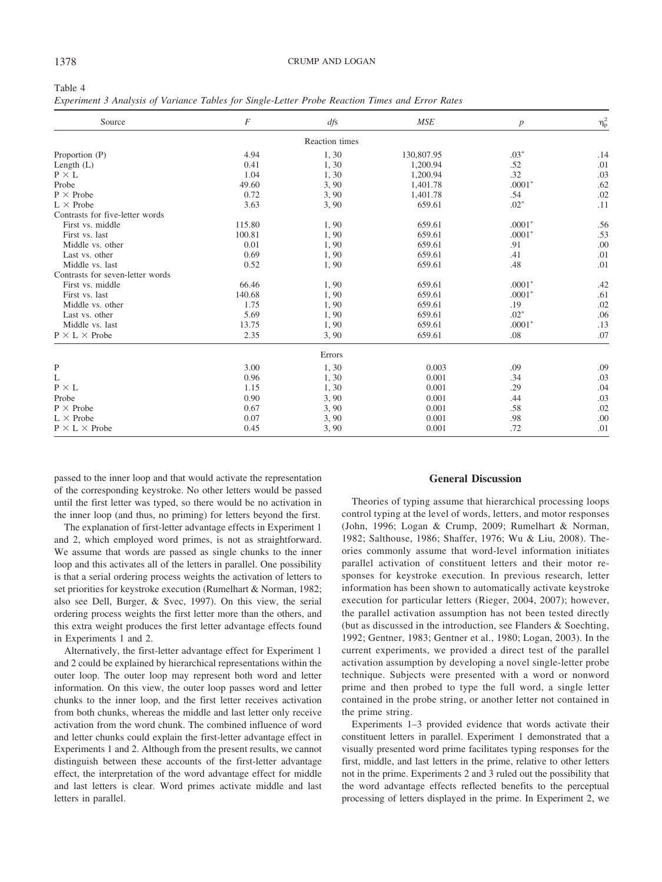Table 4

*Experiment 3 Analysis of Variance Tables for Single-Letter Probe Reaction Times and Error Rates*

| Source | $F$ | $df$s | $MSE$ | $p$ | $\eta_p^2$ |
|---|---|---|---|---|---|
| | | Reaction times | | | |
| Proportion (P) | 4.94 | 1, 30 | 130,807.95 | .03* | .14 |
| Length (L) | 0.41 | 1, 30 | 1,200.94 | .52 | .01 |
| P × L | 1.04 | 1, 30 | 1,200.94 | .32 | .03 |
| Probe | 49.60 | 3, 90 | 1,401.78 | .0001* | .62 |
| P × Probe | 0.72 | 3, 90 | 1,401.78 | .54 | .02 |
| L × Probe | 3.63 | 3, 90 | 659.61 | .02* | .11 |
| Contrasts for five-letter words | | | | | |
| First vs. middle | 115.80 | 1, 90 | 659.61 | .0001* | .56 |
| First vs. last | 100.81 | 1, 90 | 659.61 | .0001* | .53 |
| Middle vs. other | 0.01 | 1, 90 | 659.61 | .91 | .00 |
| Last vs. other | 0.69 | 1, 90 | 659.61 | .41 | .01 |
| Middle vs. last | 0.52 | 1, 90 | 659.61 | .48 | .01 |
| Contrasts for seven-letter words | | | | | |
| First vs. middle | 66.46 | 1, 90 | 659.61 | .0001* | .42 |
| First vs. last | 140.68 | 1, 90 | 659.61 | .0001* | .61 |
| Middle vs. other | 1.75 | 1, 90 | 659.61 | .19 | .02 |
| Last vs. other | 5.69 | 1, 90 | 659.61 | .02* | .06 |
| Middle vs. last | 13.75 | 1, 90 | 659.61 | .0001* | .13 |
| P × L × Probe | 2.35 | 3, 90 | 659.61 | .08 | .07 |
| | | Errors | | | |
| P | 3.00 | 1, 30 | 0.003 | .09 | .09 |
| L | 0.96 | 1, 30 | 0.001 | .34 | .03 |
| P × L | 1.15 | 1, 30 | 0.001 | .29 | .04 |
| Probe | 0.90 | 3, 90 | 0.001 | .44 | .03 |
| P × Probe | 0.67 | 3, 90 | 0.001 | .58 | .02 |
| L × Probe | 0.07 | 3, 90 | 0.001 | .98 | .00 |
| P × L × Probe | 0.45 | 3, 90 | 0.001 | .72 | .01 |

passed to the inner loop and that would activate the representation of the corresponding keystroke. No other letters would be passed until the first letter was typed, so there would be no activation in the inner loop (and thus, no priming) for letters beyond the first.

The explanation of first-letter advantage effects in Experiment 1 and 2, which employed word primes, is not as straightforward. We assume that words are passed as single chunks to the inner loop and this activates all of the letters in parallel. One possibility is that a serial ordering process weights the activation of letters to set priorities for keystroke execution (Rumelhart & Norman, 1982; also see Dell, Burger, & Svec, 1997). On this view, the serial ordering process weights the first letter more than the others, and this extra weight produces the first letter advantage effects found in Experiments 1 and 2.

Alternatively, the first-letter advantage effect for Experiment 1 and 2 could be explained by hierarchical representations within the outer loop. The outer loop may represent both word and letter information. On this view, the outer loop passes word and letter chunks to the inner loop, and the first letter receives activation from both chunks, whereas the middle and last letter only receive activation from the word chunk. The combined influence of word and letter chunks could explain the first-letter advantage effect in Experiments 1 and 2. Although from the present results, we cannot distinguish between these accounts of the first-letter advantage effect, the interpretation of the word advantage effect for middle and last letters is clear. Word primes activate middle and last letters in parallel.

## General Discussion

Theories of typing assume that hierarchical processing loops control typing at the level of words, letters, and motor responses (John, 1996; Logan & Crump, 2009; Rumelhart & Norman, 1982; Salthouse, 1986; Shaffer, 1976; Wu & Liu, 2008). Theories commonly assume that word-level information initiates parallel activation of constituent letters and their motor responses for keystroke execution. In previous research, letter information has been shown to automatically activate keystroke execution for particular letters (Rieger, 2004, 2007); however, the parallel activation assumption has not been tested directly (but as discussed in the introduction, see Flanders & Soechting, 1992; Gentner, 1983; Gentner et al., 1980; Logan, 2003). In the current experiments, we provided a direct test of the parallel activation assumption by developing a novel single-letter probe technique. Subjects were presented with a word or nonword prime and then probed to type the full word, a single letter contained in the probe string, or another letter not contained in the prime string.

Experiments 1–3 provided evidence that words activate their constituent letters in parallel. Experiment 1 demonstrated that a visually presented word prime facilitates typing responses for the first, middle, and last letters in the prime, relative to other letters not in the prime. Experiments 2 and 3 ruled out the possibility that the word advantage effects reflected benefits to the perceptual processing of letters displayed in the prime. In Experiment 2, we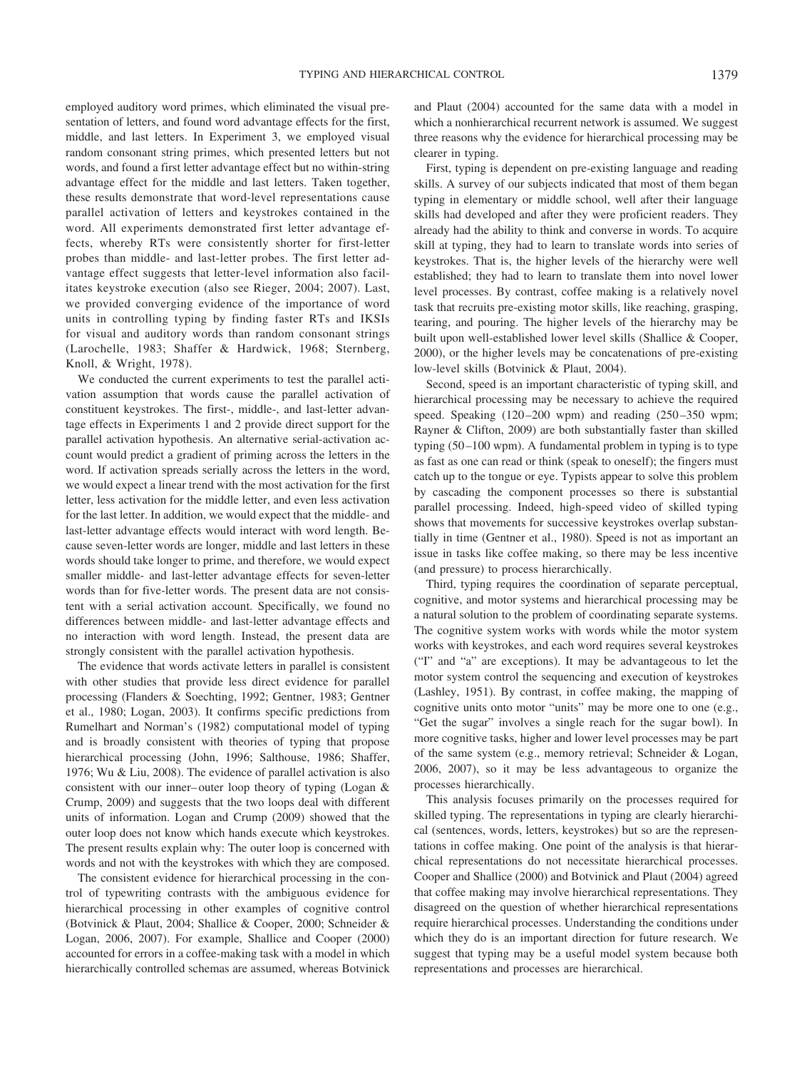employed auditory word primes, which eliminated the visual presentation of letters, and found word advantage effects for the first, middle, and last letters. In Experiment 3, we employed visual random consonant string primes, which presented letters but not words, and found a first letter advantage effect but no within-string advantage effect for the middle and last letters. Taken together, these results demonstrate that word-level representations cause parallel activation of letters and keystrokes contained in the word. All experiments demonstrated first letter advantage effects, whereby RTs were consistently shorter for first-letter probes than middle- and last-letter probes. The first letter advantage effect suggests that letter-level information also facilitates keystroke execution (also see Rieger, 2004; 2007). Last, we provided converging evidence of the importance of word units in controlling typing by finding faster RTs and IKSIs for visual and auditory words than random consonant strings (Larochelle, 1983; Shaffer & Hardwick, 1968; Sternberg, Knoll, & Wright, 1978).

We conducted the current experiments to test the parallel activation assumption that words cause the parallel activation of constituent keystrokes. The first-, middle-, and last-letter advantage effects in Experiments 1 and 2 provide direct support for the parallel activation hypothesis. An alternative serial-activation account would predict a gradient of priming across the letters in the word. If activation spreads serially across the letters in the word, we would expect a linear trend with the most activation for the first letter, less activation for the middle letter, and even less activation for the last letter. In addition, we would expect that the middle- and last-letter advantage effects would interact with word length. Because seven-letter words are longer, middle and last letters in these words should take longer to prime, and therefore, we would expect smaller middle- and last-letter advantage effects for seven-letter words than for five-letter words. The present data are not consistent with a serial activation account. Specifically, we found no differences between middle- and last-letter advantage effects and no interaction with word length. Instead, the present data are strongly consistent with the parallel activation hypothesis.

The evidence that words activate letters in parallel is consistent with other studies that provide less direct evidence for parallel processing (Flanders & Soechting, 1992; Gentner, 1983; Gentner et al., 1980; Logan, 2003). It confirms specific predictions from Rumelhart and Norman's (1982) computational model of typing and is broadly consistent with theories of typing that propose hierarchical processing (John, 1996; Salthouse, 1986; Shaffer, 1976; Wu & Liu, 2008). The evidence of parallel activation is also consistent with our inner–outer loop theory of typing (Logan & Crump, 2009) and suggests that the two loops deal with different units of information. Logan and Crump (2009) showed that the outer loop does not know which hands execute which keystrokes. The present results explain why: The outer loop is concerned with words and not with the keystrokes with which they are composed.

The consistent evidence for hierarchical processing in the control of typewriting contrasts with the ambiguous evidence for hierarchical processing in other examples of cognitive control (Botvinick & Plaut, 2004; Shallice & Cooper, 2000; Schneider & Logan, 2006, 2007). For example, Shallice and Cooper (2000) accounted for errors in a coffee-making task with a model in which hierarchically controlled schemas are assumed, whereas Botvinick and Plaut (2004) accounted for the same data with a model in which a nonhierarchical recurrent network is assumed. We suggest three reasons why the evidence for hierarchical processing may be clearer in typing.

First, typing is dependent on pre-existing language and reading skills. A survey of our subjects indicated that most of them began typing in elementary or middle school, well after their language skills had developed and after they were proficient readers. They already had the ability to think and converse in words. To acquire skill at typing, they had to learn to translate words into series of keystrokes. That is, the higher levels of the hierarchy were well established; they had to learn to translate them into novel lower level processes. By contrast, coffee making is a relatively novel task that recruits pre-existing motor skills, like reaching, grasping, tearing, and pouring. The higher levels of the hierarchy may be built upon well-established lower level skills (Shallice & Cooper, 2000), or the higher levels may be concatenations of pre-existing low-level skills (Botvinick & Plaut, 2004).

Second, speed is an important characteristic of typing skill, and hierarchical processing may be necessary to achieve the required speed. Speaking (120–200 wpm) and reading (250–350 wpm; Rayner & Clifton, 2009) are both substantially faster than skilled typing (50–100 wpm). A fundamental problem in typing is to type as fast as one can read or think (speak to oneself); the fingers must catch up to the tongue or eye. Typists appear to solve this problem by cascading the component processes so there is substantial parallel processing. Indeed, high-speed video of skilled typing shows that movements for successive keystrokes overlap substantially in time (Gentner et al., 1980). Speed is not as important an issue in tasks like coffee making, so there may be less incentive (and pressure) to process hierarchically.

Third, typing requires the coordination of separate perceptual, cognitive, and motor systems and hierarchical processing may be a natural solution to the problem of coordinating separate systems. The cognitive system works with words while the motor system works with keystrokes, and each word requires several keystrokes ("I" and "a" are exceptions). It may be advantageous to let the motor system control the sequencing and execution of keystrokes (Lashley, 1951). By contrast, in coffee making, the mapping of cognitive units onto motor "units" may be more one to one (e.g., "Get the sugar" involves a single reach for the sugar bowl). In more cognitive tasks, higher and lower level processes may be part of the same system (e.g., memory retrieval; Schneider & Logan, 2006, 2007), so it may be less advantageous to organize the processes hierarchically.

This analysis focuses primarily on the processes required for skilled typing. The representations in typing are clearly hierarchical (sentences, words, letters, keystrokes) but so are the representations in coffee making. One point of the analysis is that hierarchical representations do not necessitate hierarchical processes. Cooper and Shallice (2000) and Botvinick and Plaut (2004) agreed that coffee making may involve hierarchical representations. They disagreed on the question of whether hierarchical representations require hierarchical processes. Understanding the conditions under which they do is an important direction for future research. We suggest that typing may be a useful model system because both representations and processes are hierarchical.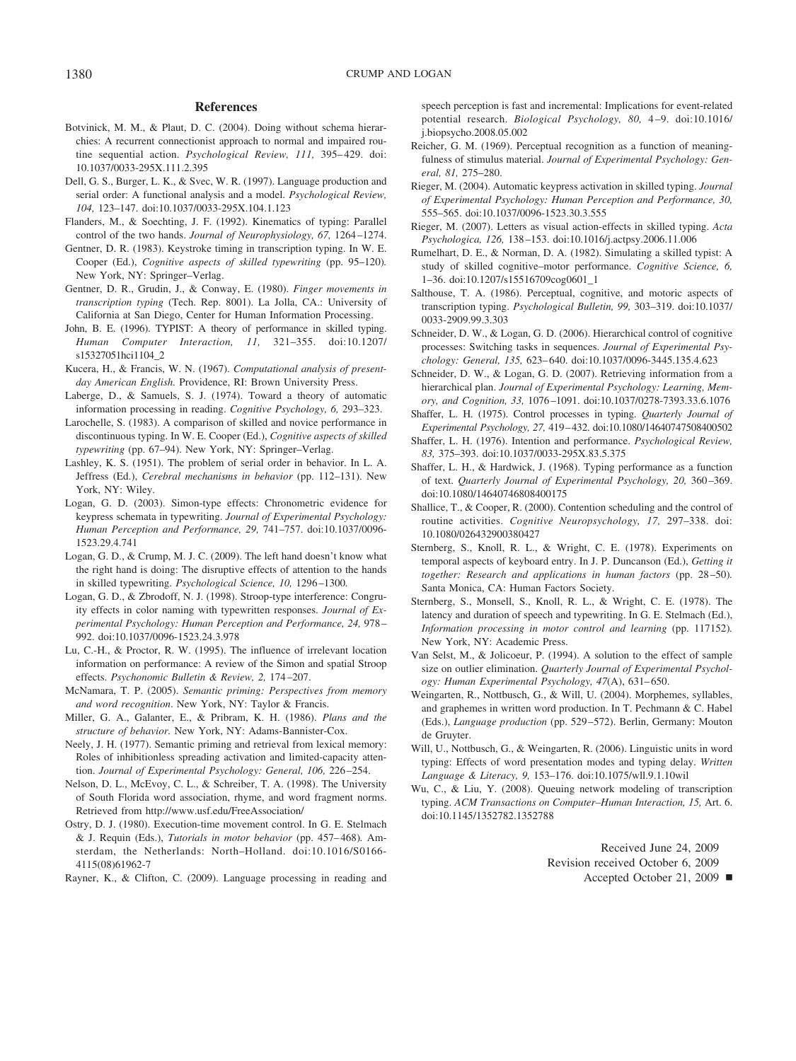## References

Botvinick, M. M., & Plaut, D. C. (2004). Doing without schema hierarchies: A recurrent connectionist approach to normal and impaired routine sequential action. *Psychological Review, 111,* 395–429. doi:10.1037/0033-295X.111.2.395

Dell, G. S., Burger, L. K., & Svec, W. R. (1997). Language production and serial order: A functional analysis and a model. *Psychological Review, 104,* 123–147. doi:10.1037/0033-295X.104.1.123

Flanders, M., & Soechting, J. F. (1992). Kinematics of typing: Parallel control of the two hands. *Journal of Neurophysiology, 67,* 1264–1274.

Gentner, D. R. (1983). Keystroke timing in transcription typing. In W. E. Cooper (Ed.), *Cognitive aspects of skilled typewriting* (pp. 95–120). New York, NY: Springer–Verlag.

Gentner, D. R., Grudin, J., & Conway, E. (1980). *Finger movements in transcription typing* (Tech. Rep. 8001). La Jolla, CA.: University of California at San Diego, Center for Human Information Processing.

John, B. E. (1996). TYPIST: A theory of performance in skilled typing. *Human Computer Interaction, 11,* 321–355. doi:10.1207/s15327051hci1104_2

Kucera, H., & Francis, W. N. (1967). *Computational analysis of present-day American English*. Providence, RI: Brown University Press.

Laberge, D., & Samuels, S. J. (1974). Toward a theory of automatic information processing in reading. *Cognitive Psychology, 6,* 293–323.

Larochelle, S. (1983). A comparison of skilled and novice performance in discontinuous typing. In W. E. Cooper (Ed.), *Cognitive aspects of skilled typewriting* (pp. 67–94). New York, NY: Springer–Verlag.

Lashley, K. S. (1951). The problem of serial order in behavior. In L. A. Jeffress (Ed.), *Cerebral mechanisms in behavior* (pp. 112–131). New York, NY: Wiley.

Logan, G. D. (2003). Simon-type effects: Chronometric evidence for keypress schemata in typewriting. *Journal of Experimental Psychology: Human Perception and Performance, 29,* 741–757. doi:10.1037/0096-1523.29.4.741

Logan, G. D., & Crump, M. J. C. (2009). The left hand doesn't know what the right hand is doing: The disruptive effects of attention to the hands in skilled typewriting. *Psychological Science, 10,* 1296–1300.

Logan, G. D., & Zbrodoff, N. J. (1998). Stroop-type interference: Congruity effects in color naming with typewritten responses. *Journal of Experimental Psychology: Human Perception and Performance, 24,* 978–992. doi:10.1037/0096-1523.24.3.978

Lu, C.-H., & Proctor, R. W. (1995). The influence of irrelevant location information on performance: A review of the Simon and spatial Stroop effects. *Psychonomic Bulletin & Review, 2,* 174–207.

McNamara, T. P. (2005). *Semantic priming: Perspectives from memory and word recognition*. New York, NY: Taylor & Francis.

Miller, G. A., Galanter, E., & Pribram, K. H. (1986). *Plans and the structure of behavior.* New York, NY: Adams-Bannister-Cox.

Neely, J. H. (1977). Semantic priming and retrieval from lexical memory: Roles of inhibitionless spreading activation and limited-capacity attention. *Journal of Experimental Psychology: General, 106,* 226–254.

Nelson, D. L., McEvoy, C. L., & Schreiber, T. A. (1998). The University of South Florida word association, rhyme, and word fragment norms. Retrieved from http://www.usf.edu/FreeAssociation/

Ostry, D. J. (1980). Execution-time movement control. In G. E. Stelmach & J. Requin (Eds.), *Tutorials in motor behavior* (pp. 457–468). Amsterdam, the Netherlands: North–Holland. doi:10.1016/S0166-4115(08)61962-7

Rayner, K., & Clifton, C. (2009). Language processing in reading and speech perception is fast and incremental: Implications for event-related potential research. *Biological Psychology, 80,* 4–9. doi:10.1016/j.biopsycho.2008.05.002

Reicher, G. M. (1969). Perceptual recognition as a function of meaningfulness of stimulus material. *Journal of Experimental Psychology: General, 81,* 275–280.

Rieger, M. (2004). Automatic keypress activation in skilled typing. *Journal of Experimental Psychology: Human Perception and Performance, 30,* 555–565. doi:10.1037/0096-1523.30.3.555

Rieger, M. (2007). Letters as visual action-effects in skilled typing. *Acta Psychologica, 126,* 138–153. doi:10.1016/j.actpsy.2006.11.006

Rumelhart, D. E., & Norman, D. A. (1982). Simulating a skilled typist: A study of skilled cognitive–motor performance. *Cognitive Science, 6,* 1–36. doi:10.1207/s15516709cog0601_1

Salthouse, T. A. (1986). Perceptual, cognitive, and motoric aspects of transcription typing. *Psychological Bulletin, 99,* 303–319. doi:10.1037/0033-2909.99.3.303

Schneider, D. W., & Logan, G. D. (2006). Hierarchical control of cognitive processes: Switching tasks in sequences. *Journal of Experimental Psychology: General, 135,* 623–640. doi:10.1037/0096-3445.135.4.623

Schneider, D. W., & Logan, G. D. (2007). Retrieving information from a hierarchical plan. *Journal of Experimental Psychology: Learning, Memory, and Cognition, 33,* 1076–1091. doi:10.1037/0278-7393.33.6.1076

Shaffer, L. H. (1975). Control processes in typing. *Quarterly Journal of Experimental Psychology, 27,* 419–432. doi:10.1080/14640747508400502

Shaffer, L. H. (1976). Intention and performance. *Psychological Review, 83,* 375–393. doi:10.1037/0033-295X.83.5.375

Shaffer, L. H., & Hardwick, J. (1968). Typing performance as a function of text. *Quarterly Journal of Experimental Psychology, 20,* 360–369. doi:10.1080/14640746808400175

Shallice, T., & Cooper, R. (2000). Contention scheduling and the control of routine activities. *Cognitive Neuropsychology, 17,* 297–338. doi:10.1080/026432900380427

Sternberg, S., Knoll, R. L., & Wright, C. E. (1978). Experiments on temporal aspects of keyboard entry. In J. P. Duncanson (Ed.), *Getting it together: Research and applications in human factors* (pp. 28–50). Santa Monica, CA: Human Factors Society.

Sternberg, S., Monsell, S., Knoll, R. L., & Wright, C. E. (1978). The latency and duration of speech and typewriting. In G. E. Stelmach (Ed.), *Information processing in motor control and learning* (pp. 117152). New York, NY: Academic Press.

Van Selst, M., & Jolicoeur, P. (1994). A solution to the effect of sample size on outlier elimination. *Quarterly Journal of Experimental Psychology: Human Experimental Psychology, 47*(A), 631–650.

Weingarten, R., Nottbusch, G., & Will, U. (2004). Morphemes, syllables, and graphemes in written word production. In T. Pechmann & C. Habel (Eds.), *Language production* (pp. 529–572). Berlin, Germany: Mouton de Gruyter.

Will, U., Nottbusch, G., & Weingarten, R. (2006). Linguistic units in word typing: Effects of word presentation modes and typing delay. *Written Language & Literacy, 9,* 153–176. doi:10.1075/wll.9.1.10wil

Wu, C., & Liu, Y. (2008). Queuing network modeling of transcription typing. *ACM Transactions on Computer–Human Interaction, 15,* Art. 6. doi:10.1145/1352782.1352788

Received June 24, 2009
Revision received October 6, 2009
Accepted October 21, 2009 ■